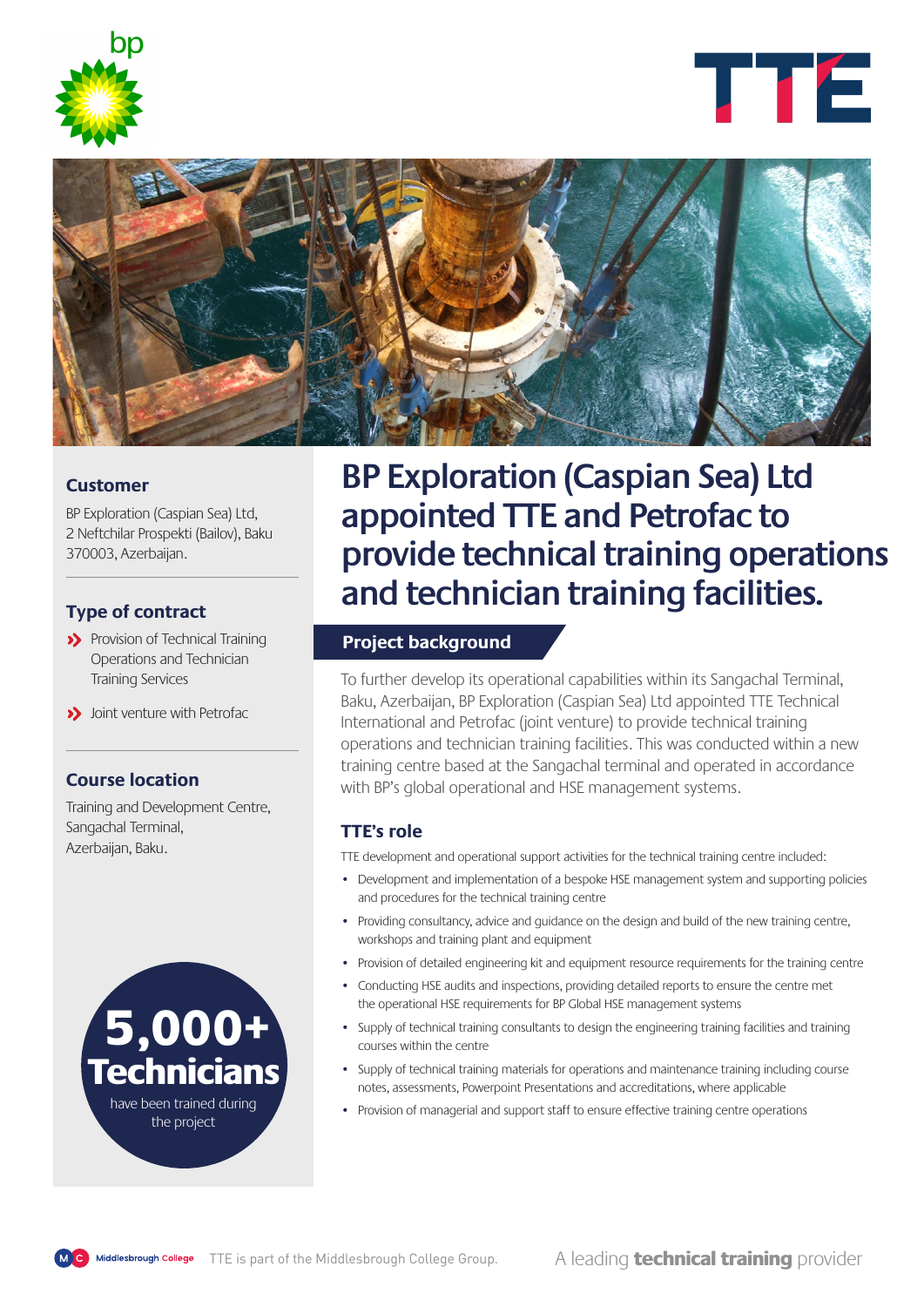# BP Exploration (Caspian Sea) Ltd appointed TTE and Petrofac to provide technical training operations and technician training facilities.

### Customer

BP Exploration (Caspian Sea) Ltd, 2 Neftchilar Prospekti (Bailov), Baku 370003, Azerbaijan.

### Type of contract

- Provision of Technical Training Operations and Technician Training Services
- Joint venture with Petrofac

### Course location

Training and Development Centre, Sangachal Terminal, Azerbaijan, Baku.

**5,000+ Technicians** have been trained during the project

## Project background

To further develop its operational capabilities within its Sangachal Terminal, Baku, Azerbaijan, BP Exploration (Caspian Sea) Ltd appointed TTE Technical International and Petrofac (joint venture) to provide technical training operations and technician training facilities. This was conducted within a new training centre based at the Sangachal terminal and operated in accordance with BP's global operational and HSE management systems.

### TTE's role

TTE development and operational support activities for the technical training centre included:

- Development and implementation of a bespoke HSE management system and supporting policies and procedures for the technical training centre
- Providing consultancy, advice and guidance on the design and build of the new training centre, workshops and training plant and equipment
- Provision of detailed engineering kit and equipment resource requirements for the training centre
- Conducting HSE audits and inspections, providing detailed reports to ensure the centre met the operational HSE requirements for BP Global HSE management systems
- Supply of technical training consultants to design the engineering training facilities and training courses within the centre
- Supply of technical training materials for operations and maintenance training including course notes, assessments, Powerpoint Presentations and accreditations, where applicable
- Provision of managerial and support staff to ensure effective training centre operations

TTE is part of the Middlesbrough College Group.

A leading **technical training** provider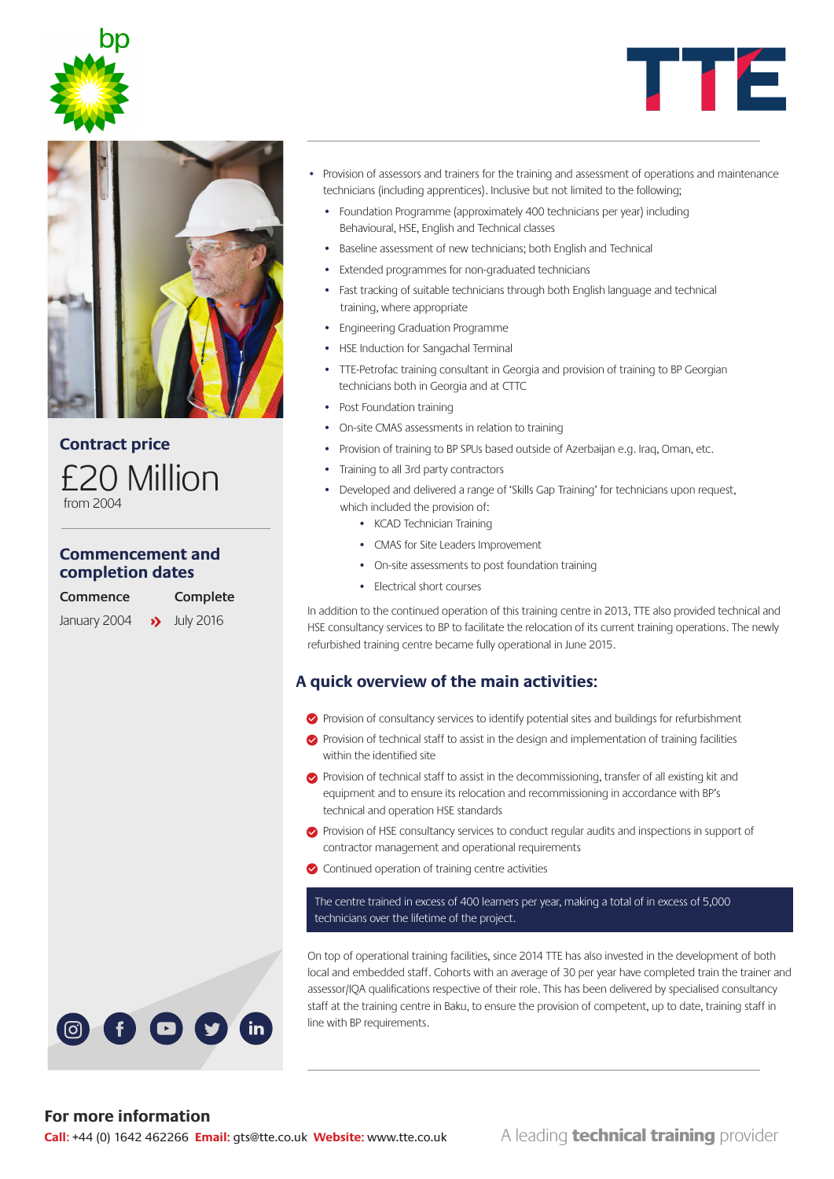## Contract price

£20 Million
from 2004

## Commencement and completion dates

| Commence | | Complete |
|---|---|---|
| January 2004 | » | July 2016 |

- Provision of assessors and trainers for the training and assessment of operations and maintenance technicians (including apprentices). Inclusive but not limited to the following;
  - Foundation Programme (approximately 400 technicians per year) including Behavioural, HSE, English and Technical classes
  - Baseline assessment of new technicians; both English and Technical
  - Extended programmes for non-graduated technicians
  - Fast tracking of suitable technicians through both English language and technical training, where appropriate
  - Engineering Graduation Programme
  - HSE Induction for Sangachal Terminal
  - TTE-Petrofac training consultant in Georgia and provision of training to BP Georgian technicians both in Georgia and at CTTC
  - Post Foundation training
  - On-site CMAS assessments in relation to training
  - Provision of training to BP SPUs based outside of Azerbaijan e.g. Iraq, Oman, etc.
  - Training to all 3rd party contractors
  - Developed and delivered a range of 'Skills Gap Training' for technicians upon request, which included the provision of:
    - KCAD Technician Training
    - CMAS for Site Leaders Improvement
    - On-site assessments to post foundation training
    - Electrical short courses

In addition to the continued operation of this training centre in 2013, TTE also provided technical and HSE consultancy services to BP to facilitate the relocation of its current training operations. The newly refurbished training centre became fully operational in June 2015.

## A quick overview of the main activities:

- Provision of consultancy services to identify potential sites and buildings for refurbishment
- Provision of technical staff to assist in the design and implementation of training facilities within the identified site
- Provision of technical staff to assist in the decommissioning, transfer of all existing kit and equipment and to ensure its relocation and recommissioning in accordance with BP's technical and operation HSE standards
- Provision of HSE consultancy services to conduct regular audits and inspections in support of contractor management and operational requirements
- Continued operation of training centre activities

The centre trained in excess of 400 learners per year, making a total of in excess of 5,000 technicians over the lifetime of the project.

On top of operational training facilities, since 2014 TTE has also invested in the development of both local and embedded staff. Cohorts with an average of 30 per year have completed train the trainer and assessor/IQA qualifications respective of their role. This has been delivered by specialised consultancy staff at the training centre in Baku, to ensure the provision of competent, up to date, training staff in line with BP requirements.

**For more information**

**Call:** +44 (0) 1642 462266 **Email:** gts@tte.co.uk **Website:** www.tte.co.uk

A leading **technical training** provider